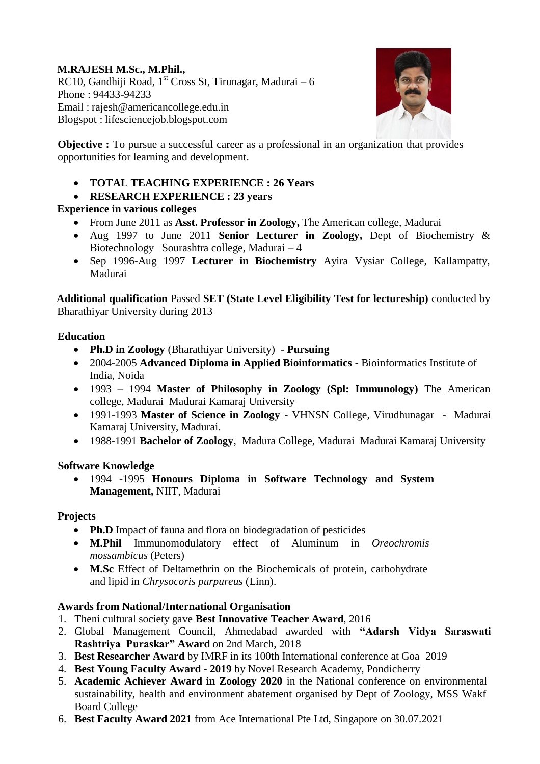**M.RAJESH M.Sc., M.Phil.,**
RC10, Gandhiji Road, 1st Cross St, Tirunagar, Madurai – 6
Phone : 94433-94233
Email : rajesh@americancollege.edu.in
Blogspot : lifesciencejob.blogspot.com

**Objective :** To pursue a successful career as a professional in an organization that provides opportunities for learning and development.

- **TOTAL TEACHING EXPERIENCE : 26 Years**
- **RESEARCH EXPERIENCE : 23 years**

**Experience in various colleges**

- From June 2011 as **Asst. Professor in Zoology,** The American college, Madurai
- Aug 1997 to June 2011 **Senior Lecturer in Zoology,** Dept of Biochemistry & Biotechnology Sourashtra college, Madurai – 4
- Sep 1996-Aug 1997 **Lecturer in Biochemistry** Ayira Vysiar College, Kallampatty, Madurai

**Additional qualification** Passed **SET (State Level Eligibility Test for lectureship)** conducted by Bharathiyar University during 2013

**Education**

- **Ph.D in Zoology** (Bharathiyar University) - **Pursuing**
- 2004-2005 **Advanced Diploma in Applied Bioinformatics -** Bioinformatics Institute of India, Noida
- 1993 – 1994 **Master of Philosophy in Zoology (Spl: Immunology)** The American college, Madurai Madurai Kamaraj University
- 1991-1993 **Master of Science in Zoology -** VHNSN College, Virudhunagar - Madurai Kamaraj University, Madurai.
- 1988-1991 **Bachelor of Zoology**, Madura College, Madurai Madurai Kamaraj University

**Software Knowledge**

- 1994 -1995 **Honours Diploma in Software Technology and System Management,** NIIT, Madurai

**Projects**

- **Ph.D** Impact of fauna and flora on biodegradation of pesticides
- **M.Phil** Immunomodulatory effect of Aluminum in *Oreochromis mossambicus* (Peters)
- **M.Sc** Effect of Deltamethrin on the Biochemicals of protein, carbohydrate and lipid in *Chrysocoris purpureus* (Linn).

**Awards from National/International Organisation**

1. Theni cultural society gave **Best Innovative Teacher Award**, 2016
2. Global Management Council, Ahmedabad awarded with **"Adarsh Vidya Saraswati Rashtriya Puraskar" Award** on 2nd March, 2018
3. **Best Researcher Award** by IMRF in its 100th International conference at Goa 2019
4. **Best Young Faculty Award - 2019** by Novel Research Academy, Pondicherry
5. **Academic Achiever Award in Zoology 2020** in the National conference on environmental sustainability, health and environment abatement organised by Dept of Zoology, MSS Wakf Board College
6. **Best Faculty Award 2021** from Ace International Pte Ltd, Singapore on 30.07.2021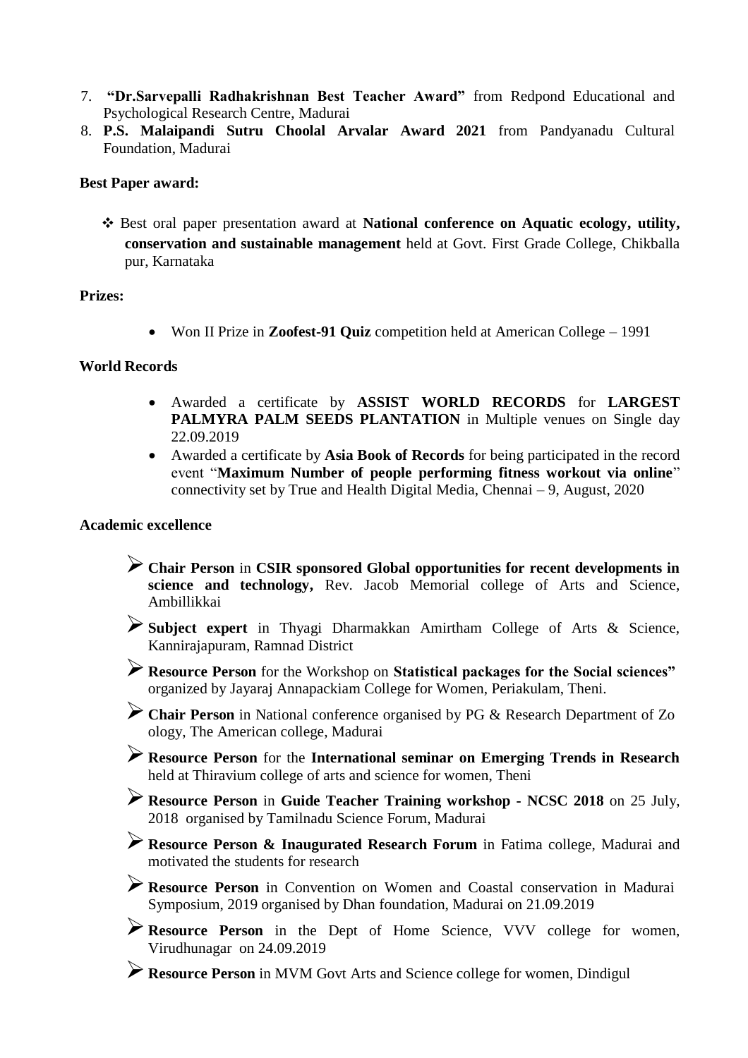7. **"Dr.Sarvepalli Radhakrishnan Best Teacher Award"** from Redpond Educational and Psychological Research Centre, Madurai
8. **P.S. Malaipandi Sutru Choolal Arvalar Award 2021** from Pandyanadu Cultural Foundation, Madurai

**Best Paper award:**

- Best oral paper presentation award at **National conference on Aquatic ecology, utility, conservation and sustainable management** held at Govt. First Grade College, Chikballa pur, Karnataka

**Prizes:**

- Won II Prize in **Zoofest-91 Quiz** competition held at American College – 1991

**World Records**

- Awarded a certificate by **ASSIST WORLD RECORDS** for **LARGEST PALMYRA PALM SEEDS PLANTATION** in Multiple venues on Single day 22.09.2019
- Awarded a certificate by **Asia Book of Records** for being participated in the record event "**Maximum Number of people performing fitness workout via online**" connectivity set by True and Health Digital Media, Chennai – 9, August, 2020

**Academic excellence**

- **Chair Person** in **CSIR sponsored Global opportunities for recent developments in science and technology,** Rev. Jacob Memorial college of Arts and Science, Ambillikkai
- **Subject expert** in Thyagi Dharmakkan Amirtham College of Arts & Science, Kannirajapuram, Ramnad District
- **Resource Person** for the Workshop on **Statistical packages for the Social sciences"** organized by Jayaraj Annapackiam College for Women, Periakulam, Theni.
- **Chair Person** in National conference organised by PG & Research Department of Zo ology, The American college, Madurai
- **Resource Person** for the **International seminar on Emerging Trends in Research** held at Thiravium college of arts and science for women, Theni
- **Resource Person** in **Guide Teacher Training workshop - NCSC 2018** on 25 July, 2018 organised by Tamilnadu Science Forum, Madurai
- **Resource Person & Inaugurated Research Forum** in Fatima college, Madurai and motivated the students for research
- **Resource Person** in Convention on Women and Coastal conservation in Madurai Symposium, 2019 organised by Dhan foundation, Madurai on 21.09.2019
- **Resource Person** in the Dept of Home Science, VVV college for women, Virudhunagar on 24.09.2019
- **Resource Person** in MVM Govt Arts and Science college for women, Dindigul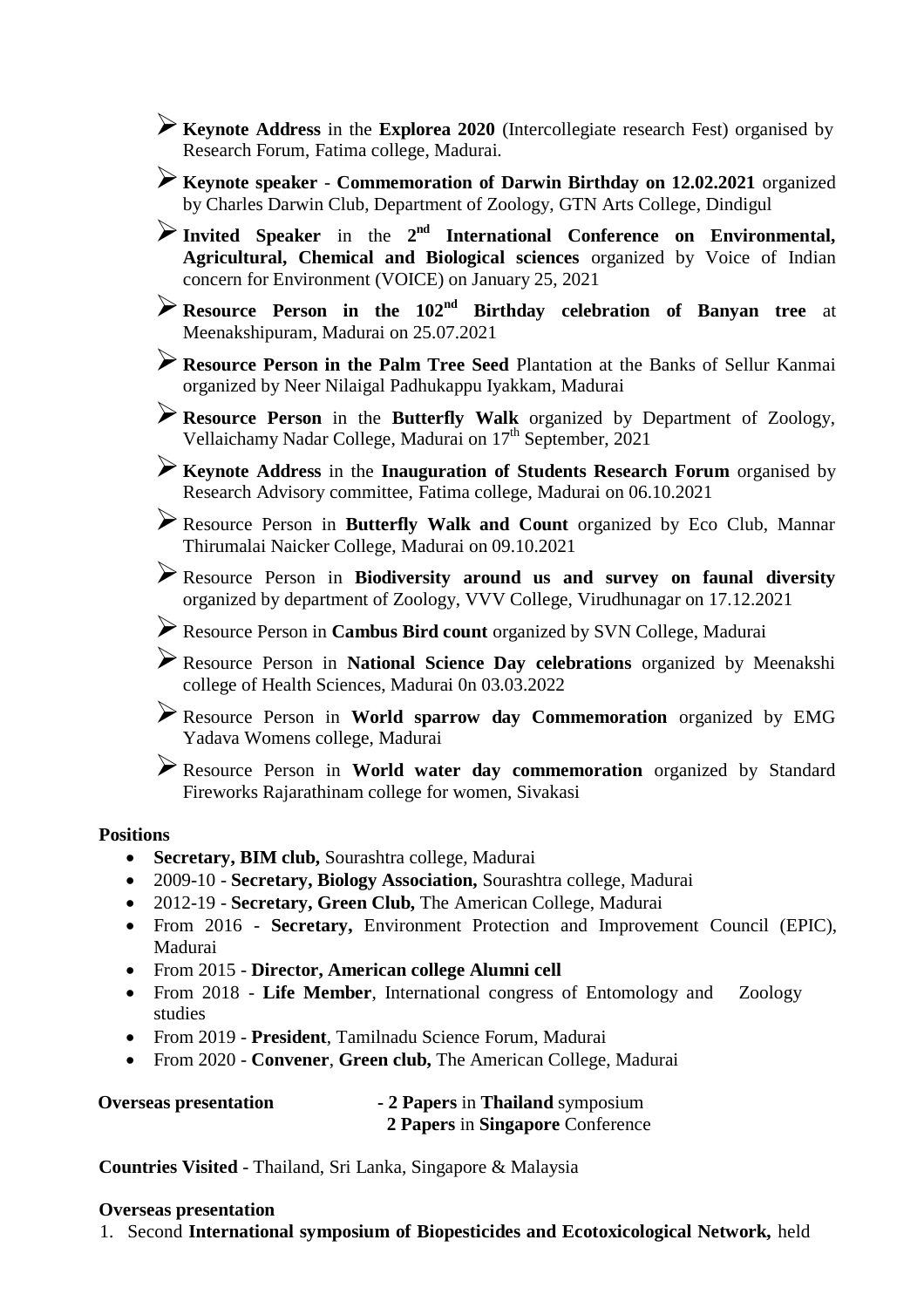- **Keynote Address** in the **Explorea 2020** (Intercollegiate research Fest) organised by Research Forum, Fatima college, Madurai.
- **Keynote speaker** - **Commemoration of Darwin Birthday on 12.02.2021** organized by Charles Darwin Club, Department of Zoology, GTN Arts College, Dindigul
- **Invited Speaker** in the **2nd International Conference on Environmental, Agricultural, Chemical and Biological sciences** organized by Voice of Indian concern for Environment (VOICE) on January 25, 2021
- **Resource Person in the 102nd Birthday celebration of Banyan tree** at Meenakshipuram, Madurai on 25.07.2021
- **Resource Person in the Palm Tree Seed** Plantation at the Banks of Sellur Kanmai organized by Neer Nilaigal Padhukappu Iyakkam, Madurai
- **Resource Person** in the **Butterfly Walk** organized by Department of Zoology, Vellaichamy Nadar College, Madurai on 17th September, 2021
- **Keynote Address** in the **Inauguration of Students Research Forum** organised by Research Advisory committee, Fatima college, Madurai on 06.10.2021
- Resource Person in **Butterfly Walk and Count** organized by Eco Club, Mannar Thirumalai Naicker College, Madurai on 09.10.2021
- Resource Person in **Biodiversity around us and survey on faunal diversity** organized by department of Zoology, VVV College, Virudhunagar on 17.12.2021
- Resource Person in **Cambus Bird count** organized by SVN College, Madurai
- Resource Person in **National Science Day celebrations** organized by Meenakshi college of Health Sciences, Madurai 0n 03.03.2022
- Resource Person in **World sparrow day Commemoration** organized by EMG Yadava Womens college, Madurai
- Resource Person in **World water day commemoration** organized by Standard Fireworks Rajarathinam college for women, Sivakasi

**Positions**

- **Secretary, BIM club,** Sourashtra college, Madurai
- 2009-10 - **Secretary, Biology Association,** Sourashtra college, Madurai
- 2012-19 - **Secretary, Green Club,** The American College, Madurai
- From 2016 - **Secretary,** Environment Protection and Improvement Council (EPIC), Madurai
- From 2015 - **Director, American college Alumni cell**
- From 2018 - **Life Member**, International congress of Entomology and Zoology studies
- From 2019 - **President**, Tamilnadu Science Forum, Madurai
- From 2020 - **Convener**, **Green club,** The American College, Madurai

**Overseas presentation** - **2 Papers** in **Thailand** symposium
**2 Papers** in **Singapore** Conference

**Countries Visited** - Thailand, Sri Lanka, Singapore & Malaysia

**Overseas presentation**

1. Second **International symposium of Biopesticides and Ecotoxicological Network,** held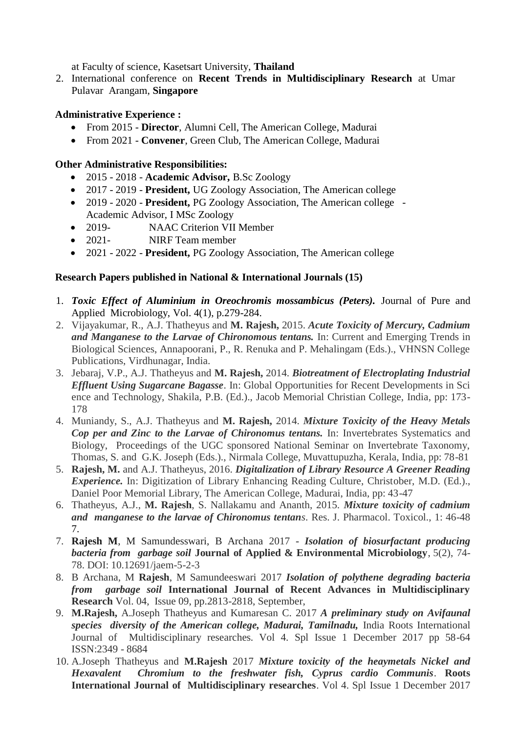at Faculty of science, Kasetsart University, **Thailand**

2. International conference on **Recent Trends in Multidisciplinary Research** at Umar Pulavar Arangam, **Singapore**

**Administrative Experience :**

- From 2015 - **Director**, Alumni Cell, The American College, Madurai
- From 2021 - **Convener**, Green Club, The American College, Madurai

**Other Administrative Responsibilities:**

- 2015 - 2018 - **Academic Advisor,** B.Sc Zoology
- 2017 - 2019 - **President,** UG Zoology Association, The American college
- 2019 - 2020 - **President,** PG Zoology Association, The American college - Academic Advisor, I MSc Zoology
- 2019- NAAC Criterion VII Member
- 2021- NIRF Team member
- 2021 - 2022 - **President,** PG Zoology Association, The American college

**Research Papers published in National & International Journals (15)**

1. ***Toxic Effect of Aluminium in Oreochromis mossambicus (Peters).*** Journal of Pure and Applied Microbiology, Vol. 4(1), p.279-284.
2. Vijayakumar, R., A.J. Thatheyus and **M. Rajesh,** 2015. ***Acute Toxicity of Mercury, Cadmium and Manganese to the Larvae of Chironomous tentans.*** In: Current and Emerging Trends in Biological Sciences, Annapoorani, P., R. Renuka and P. Mehalingam (Eds.)., VHNSN College Publications, Virdhunagar, India.
3. Jebaraj, V.P., A.J. Thatheyus and **M. Rajesh,** 2014. ***Biotreatment of Electroplating Industrial Effluent Using Sugarcane Bagasse***. In: Global Opportunities for Recent Developments in Sci ence and Technology, Shakila, P.B. (Ed.)., Jacob Memorial Christian College, India, pp: 173-178
4. Muniandy, S., A.J. Thatheyus and **M. Rajesh,** 2014. ***Mixture Toxicity of the Heavy Metals Cop per and Zinc to the Larvae of Chironomus tentans.*** In: Invertebrates Systematics and Biology, Proceedings of the UGC sponsored National Seminar on Invertebrate Taxonomy, Thomas, S. and G.K. Joseph (Eds.)., Nirmala College, Muvattupuzha, Kerala, India, pp: 78-81
5. **Rajesh, M.** and A.J. Thatheyus, 2016. ***Digitalization of Library Resource A Greener Reading Experience.*** In: Digitization of Library Enhancing Reading Culture, Christober, M.D. (Ed.)., Daniel Poor Memorial Library, The American College, Madurai, India, pp: 43-47
6. Thatheyus, A.J., **M. Rajesh**, S. Nallakamu and Ananth, 2015. ***Mixture toxicity of cadmium and manganese to the larvae of Chironomus tentans***. Res. J. Pharmacol. Toxicol., 1: 46-48 7.
7. **Rajesh M**, M Samundesswari, B Archana 2017 - ***Isolation of biosurfactant producing bacteria from garbage soil*** **Journal of Applied & Environmental Microbiology**, 5(2), 74-78. DOI: 10.12691/jaem-5-2-3
8. B Archana, M **Rajesh**, M Samundeeswari 2017 ***Isolation of polythene degrading bacteria from garbage soil*** **International Journal of Recent Advances in Multidisciplinary Research** Vol. 04, Issue 09, pp.2813-2818, September,
9. **M.Rajesh,** A.Joseph Thatheyus and Kumaresan C. 2017 ***A preliminary study on Avifaunal species diversity of the American college, Madurai, Tamilnadu,*** India Roots International Journal of Multidisciplinary researches. Vol 4. Spl Issue 1 December 2017 pp 58-64 ISSN:2349 - 8684
10. A.Joseph Thatheyus and **M.Rajesh** 2017 ***Mixture toxicity of the heaymetals Nickel and Hexavalent Chromium to the freshwater fish, Cyprus cardio Communis***. **Roots International Journal of Multidisciplinary researches**. Vol 4. Spl Issue 1 December 2017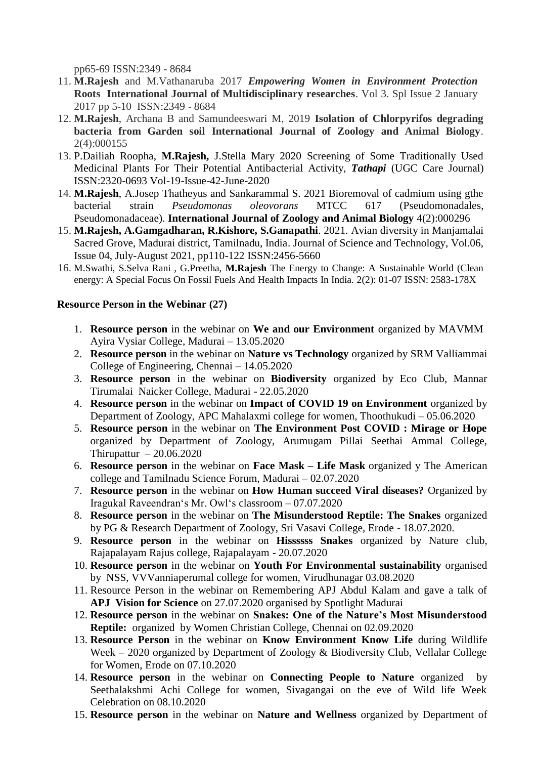pp65-69 ISSN:2349 - 8684

11. **M.Rajesh** and M.Vathanaruba 2017 ***Empowering Women in Environment Protection*** **Roots International Journal of Multidisciplinary researches**. Vol 3. Spl Issue 2 January 2017 pp 5-10 ISSN:2349 - 8684
12. **M.Rajesh**, Archana B and Samundeeswari M, 2019 **Isolation of Chlorpyrifos degrading bacteria from Garden soil International Journal of Zoology and Animal Biology**. 2(4):000155
13. P.Dailiah Roopha, **M.Rajesh,** J.Stella Mary 2020 Screening of Some Traditionally Used Medicinal Plants For Their Potential Antibacterial Activity, ***Tathapi*** (UGC Care Journal) ISSN:2320-0693 Vol-19-Issue-42-June-2020
14. **M.Rajesh**, A.Josep Thatheyus and Sankarammal S. 2021 Bioremoval of cadmium using gthe bacterial strain *Pseudomonas oleovorans* MTCC 617 (Pseudomonadales, Pseudomonadaceae). **International Journal of Zoology and Animal Biology** 4(2):000296
15. **M.Rajesh, A.Gamgadharan, R.Kishore, S.Ganapathi**. 2021. Avian diversity in Manjamalai Sacred Grove, Madurai district, Tamilnadu, India. Journal of Science and Technology, Vol.06, Issue 04, July-August 2021, pp110-122 ISSN:2456-5660
16. M.Swathi, S.Selva Rani , G.Preetha, **M.Rajesh** The Energy to Change: A Sustainable World (Clean energy: A Special Focus On Fossil Fuels And Health Impacts In India. 2(2): 01-07 ISSN: 2583-178X

**Resource Person in the Webinar (27)**

1. **Resource person** in the webinar on **We and our Environment** organized by MAVMM Ayira Vysiar College, Madurai – 13.05.2020
2. **Resource person** in the webinar on **Nature vs Technology** organized by SRM Valliammai College of Engineering, Chennai – 14.05.2020
3. **Resource person** in the webinar on **Biodiversity** organized by Eco Club, Mannar Tirumalai Naicker College, Madurai - 22.05.2020
4. **Resource person** in the webinar on **Impact of COVID 19 on Environment** organized by Department of Zoology, APC Mahalaxmi college for women, Thoothukudi – 05.06.2020
5. **Resource person** in the webinar on **The Environment Post COVID : Mirage or Hope** organized by Department of Zoology, Arumugam Pillai Seethai Ammal College, Thirupattur – 20.06.2020
6. **Resource person** in the webinar on **Face Mask – Life Mask** organized y The American college and Tamilnadu Science Forum, Madurai – 02.07.2020
7. **Resource person** in the webinar on **How Human succeed Viral diseases?** Organized by Iragukal Raveendran's Mr. Owl's classroom – 07.07.2020
8. **Resource person** in the webinar on **The Misunderstood Reptile: The Snakes** organized by PG & Research Department of Zoology, Sri Vasavi College, Erode - 18.07.2020.
9. **Resource person** in the webinar on **Hissssss Snakes** organized by Nature club, Rajapalayam Rajus college, Rajapalayam - 20.07.2020
10. **Resource person** in the webinar on **Youth For Environmental sustainability** organised by NSS, VVVanniaperumal college for women, Virudhunagar 03.08.2020
11. Resource Person in the webinar on Remembering APJ Abdul Kalam and gave a talk of **APJ Vision for Science** on 27.07.2020 organised by Spotlight Madurai
12. **Resource person** in the webinar on **Snakes: One of the Nature's Most Misunderstood Reptile:** organized by Women Christian College, Chennai on 02.09.2020
13. **Resource Person** in the webinar on **Know Environment Know Life** during Wildlife Week – 2020 organized by Department of Zoology & Biodiversity Club, Vellalar College for Women, Erode on 07.10.2020
14. **Resource person** in the webinar on **Connecting People to Nature** organized by Seethalakshmi Achi College for women, Sivagangai on the eve of Wild life Week Celebration on 08.10.2020
15. **Resource person** in the webinar on **Nature and Wellness** organized by Department of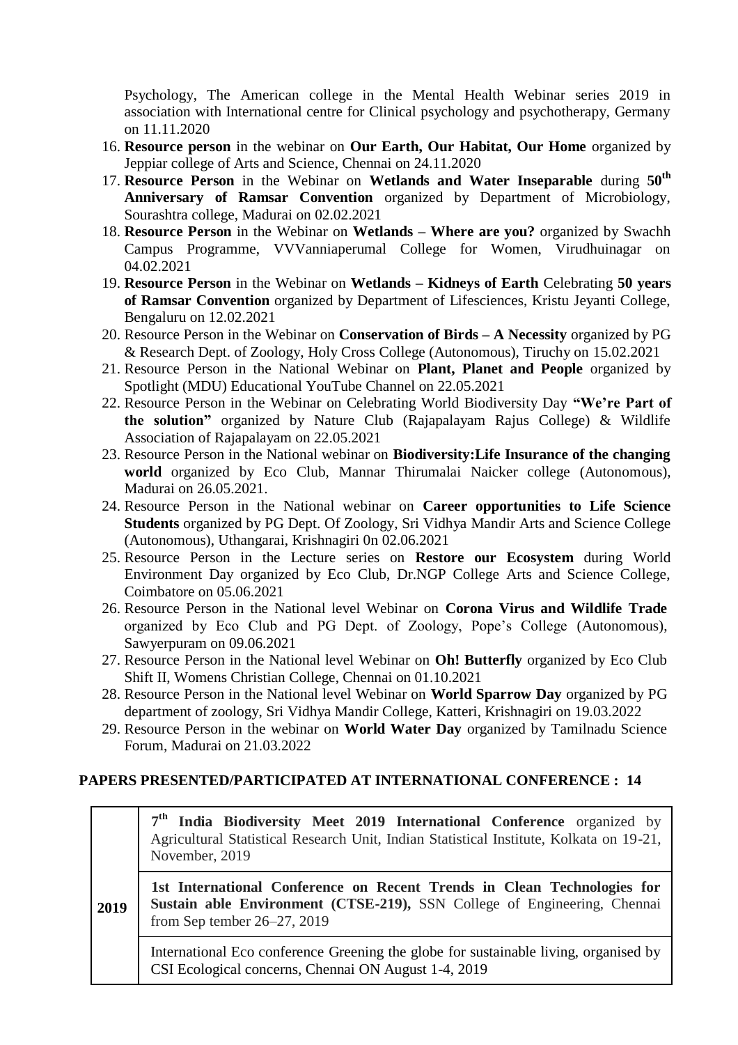Psychology, The American college in the Mental Health Webinar series 2019 in association with International centre for Clinical psychology and psychotherapy, Germany on 11.11.2020

16. **Resource person** in the webinar on **Our Earth, Our Habitat, Our Home** organized by Jeppiar college of Arts and Science, Chennai on 24.11.2020
17. **Resource Person** in the Webinar on **Wetlands and Water Inseparable** during **50th Anniversary of Ramsar Convention** organized by Department of Microbiology, Sourashtra college, Madurai on 02.02.2021
18. **Resource Person** in the Webinar on **Wetlands – Where are you?** organized by Swachh Campus Programme, VVVanniaperumal College for Women, Virudhuinagar on 04.02.2021
19. **Resource Person** in the Webinar on **Wetlands – Kidneys of Earth** Celebrating **50 years of Ramsar Convention** organized by Department of Lifesciences, Kristu Jeyanti College, Bengaluru on 12.02.2021
20. Resource Person in the Webinar on **Conservation of Birds – A Necessity** organized by PG & Research Dept. of Zoology, Holy Cross College (Autonomous), Tiruchy on 15.02.2021
21. Resource Person in the National Webinar on **Plant, Planet and People** organized by Spotlight (MDU) Educational YouTube Channel on 22.05.2021
22. Resource Person in the Webinar on Celebrating World Biodiversity Day **"We're Part of the solution"** organized by Nature Club (Rajapalayam Rajus College) & Wildlife Association of Rajapalayam on 22.05.2021
23. Resource Person in the National webinar on **Biodiversity:Life Insurance of the changing world** organized by Eco Club, Mannar Thirumalai Naicker college (Autonomous), Madurai on 26.05.2021.
24. Resource Person in the National webinar on **Career opportunities to Life Science Students** organized by PG Dept. Of Zoology, Sri Vidhya Mandir Arts and Science College (Autonomous), Uthangarai, Krishnagiri 0n 02.06.2021
25. Resource Person in the Lecture series on **Restore our Ecosystem** during World Environment Day organized by Eco Club, Dr.NGP College Arts and Science College, Coimbatore on 05.06.2021
26. Resource Person in the National level Webinar on **Corona Virus and Wildlife Trade** organized by Eco Club and PG Dept. of Zoology, Pope's College (Autonomous), Sawyerpuram on 09.06.2021
27. Resource Person in the National level Webinar on **Oh! Butterfly** organized by Eco Club Shift II, Womens Christian College, Chennai on 01.10.2021
28. Resource Person in the National level Webinar on **World Sparrow Day** organized by PG department of zoology, Sri Vidhya Mandir College, Katteri, Krishnagiri on 19.03.2022
29. Resource Person in the webinar on **World Water Day** organized by Tamilnadu Science Forum, Madurai on 21.03.2022

## PAPERS PRESENTED/PARTICIPATED AT INTERNATIONAL CONFERENCE : 14

| | |
|---|---|
| 2019 | **7th India Biodiversity Meet 2019 International Conference** organized by Agricultural Statistical Research Unit, Indian Statistical Institute, Kolkata on 19-21, November, 2019 |
| | **1st International Conference on Recent Trends in Clean Technologies for Sustain able Environment (CTSE-219),** SSN College of Engineering, Chennai from Sep tember 26–27, 2019 |
| | International Eco conference Greening the globe for sustainable living, organised by CSI Ecological concerns, Chennai ON August 1-4, 2019 |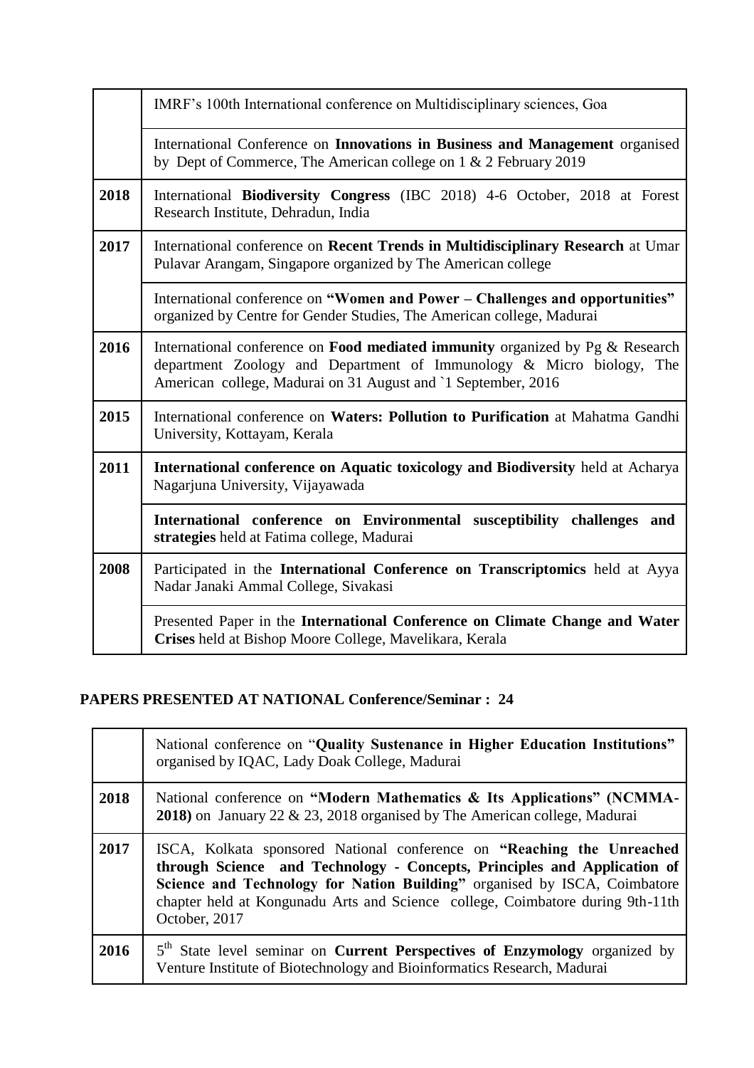| | |
|---|---|
| | IMRF's 100th International conference on Multidisciplinary sciences, Goa |
| | International Conference on **Innovations in Business and Management** organised by Dept of Commerce, The American college on 1 & 2 February 2019 |
| **2018** | International **Biodiversity Congress** (IBC 2018) 4-6 October, 2018 at Forest Research Institute, Dehradun, India |
| **2017** | International conference on **Recent Trends in Multidisciplinary Research** at Umar Pulavar Arangam, Singapore organized by The American college |
| | International conference on **"Women and Power – Challenges and opportunities"** organized by Centre for Gender Studies, The American college, Madurai |
| **2016** | International conference on **Food mediated immunity** organized by Pg & Research department Zoology and Department of Immunology & Micro biology, The American college, Madurai on 31 August and `1 September, 2016 |
| **2015** | International conference on **Waters: Pollution to Purification** at Mahatma Gandhi University, Kottayam, Kerala |
| **2011** | **International conference on Aquatic toxicology and Biodiversity** held at Acharya Nagarjuna University, Vijayawada |
| | **International conference on Environmental susceptibility challenges and strategies** held at Fatima college, Madurai |
| **2008** | Participated in the **International Conference on Transcriptomics** held at Ayya Nadar Janaki Ammal College, Sivakasi |
| | Presented Paper in the **International Conference on Climate Change and Water Crises** held at Bishop Moore College, Mavelikara, Kerala |

**PAPERS PRESENTED AT NATIONAL Conference/Seminar : 24**

| | |
|---|---|
| | National conference on "**Quality Sustenance in Higher Education Institutions"** organised by IQAC, Lady Doak College, Madurai |
| **2018** | National conference on **"Modern Mathematics & Its Applications" (NCMMA-2018)** on January 22 & 23, 2018 organised by The American college, Madurai |
| **2017** | ISCA, Kolkata sponsored National conference on **"Reaching the Unreached through Science and Technology - Concepts, Principles and Application of Science and Technology for Nation Building"** organised by ISCA, Coimbatore chapter held at Kongunadu Arts and Science college, Coimbatore during 9th-11th October, 2017 |
| **2016** | 5$^{th}$ State level seminar on **Current Perspectives of Enzymology** organized by Venture Institute of Biotechnology and Bioinformatics Research, Madurai |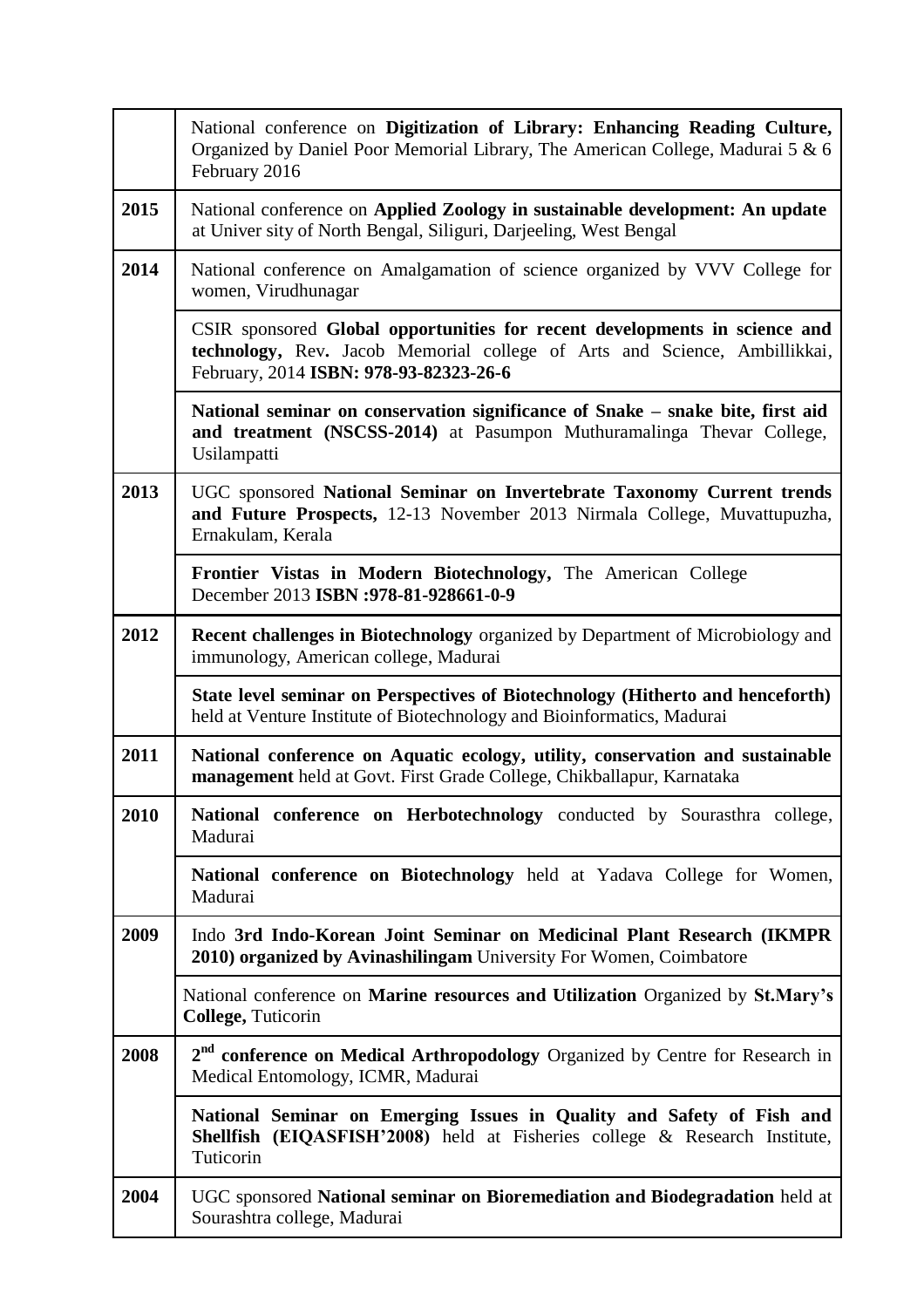| | |
|---|---|
| | National conference on **Digitization of Library: Enhancing Reading Culture,** Organized by Daniel Poor Memorial Library, The American College, Madurai 5 & 6 February 2016 |
| **2015** | National conference on **Applied Zoology in sustainable development: An update** at Univer sity of North Bengal, Siliguri, Darjeeling, West Bengal |
| **2014** | National conference on Amalgamation of science organized by VVV College for women, Virudhunagar |
| | CSIR sponsored **Global opportunities for recent developments in science and technology,** Rev**.** Jacob Memorial college of Arts and Science, Ambillikkai, February, 2014 **ISBN: 978-93-82323-26-6** |
| | **National seminar on conservation significance of Snake – snake bite, first aid and treatment (NSCSS-2014)** at Pasumpon Muthuramalinga Thevar College, Usilampatti |
| **2013** | UGC sponsored **National Seminar on Invertebrate Taxonomy Current trends and Future Prospects,** 12-13 November 2013 Nirmala College, Muvattupuzha, Ernakulam, Kerala |
| | **Frontier Vistas in Modern Biotechnology,** The American College December 2013 **ISBN :978-81-928661-0-9** |
| **2012** | **Recent challenges in Biotechnology** organized by Department of Microbiology and immunology, American college, Madurai |
| | **State level seminar on Perspectives of Biotechnology (Hitherto and henceforth)** held at Venture Institute of Biotechnology and Bioinformatics, Madurai |
| **2011** | **National conference on Aquatic ecology, utility, conservation and sustainable management** held at Govt. First Grade College, Chikballapur, Karnataka |
| **2010** | **National conference on Herbotechnology** conducted by Sourasthra college, Madurai |
| | **National conference on Biotechnology** held at Yadava College for Women, Madurai |
| **2009** | Indo **3rd Indo-Korean Joint Seminar on Medicinal Plant Research (IKMPR 2010) organized by Avinashilingam** University For Women, Coimbatore |
| | National conference on **Marine resources and Utilization** Organized by **St.Mary's College,** Tuticorin |
| **2008** | **2nd conference on Medical Arthropodology** Organized by Centre for Research in Medical Entomology, ICMR, Madurai |
| | **National Seminar on Emerging Issues in Quality and Safety of Fish and Shellfish (EIQASFISH'2008)** held at Fisheries college & Research Institute, Tuticorin |
| **2004** | UGC sponsored **National seminar on Bioremediation and Biodegradation** held at Sourashtra college, Madurai |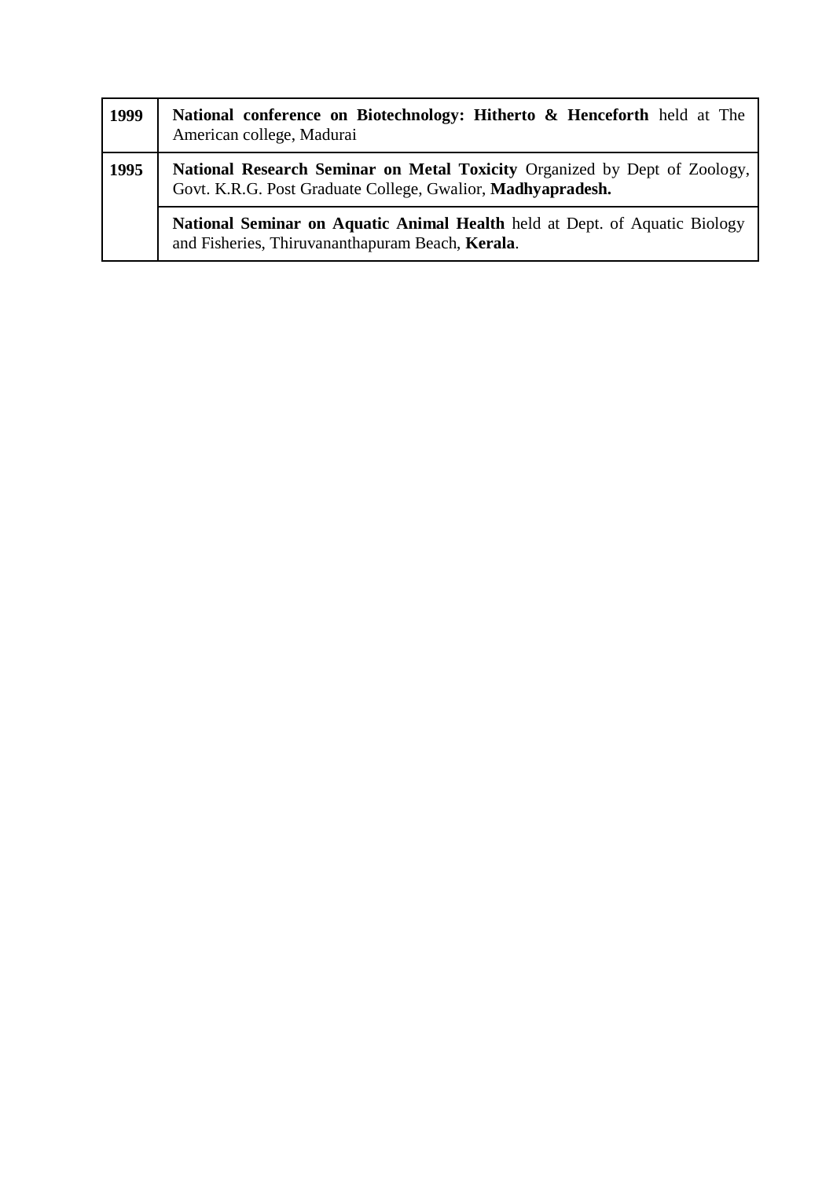| | |
|---|---|
| **1999** | **National conference on Biotechnology: Hitherto & Henceforth** held at The American college, Madurai |
| **1995** | **National Research Seminar on Metal Toxicity** Organized by Dept of Zoology, Govt. K.R.G. Post Graduate College, Gwalior, **Madhyapradesh.** |
| | **National Seminar on Aquatic Animal Health** held at Dept. of Aquatic Biology and Fisheries, Thiruvananthapuram Beach, **Kerala**. |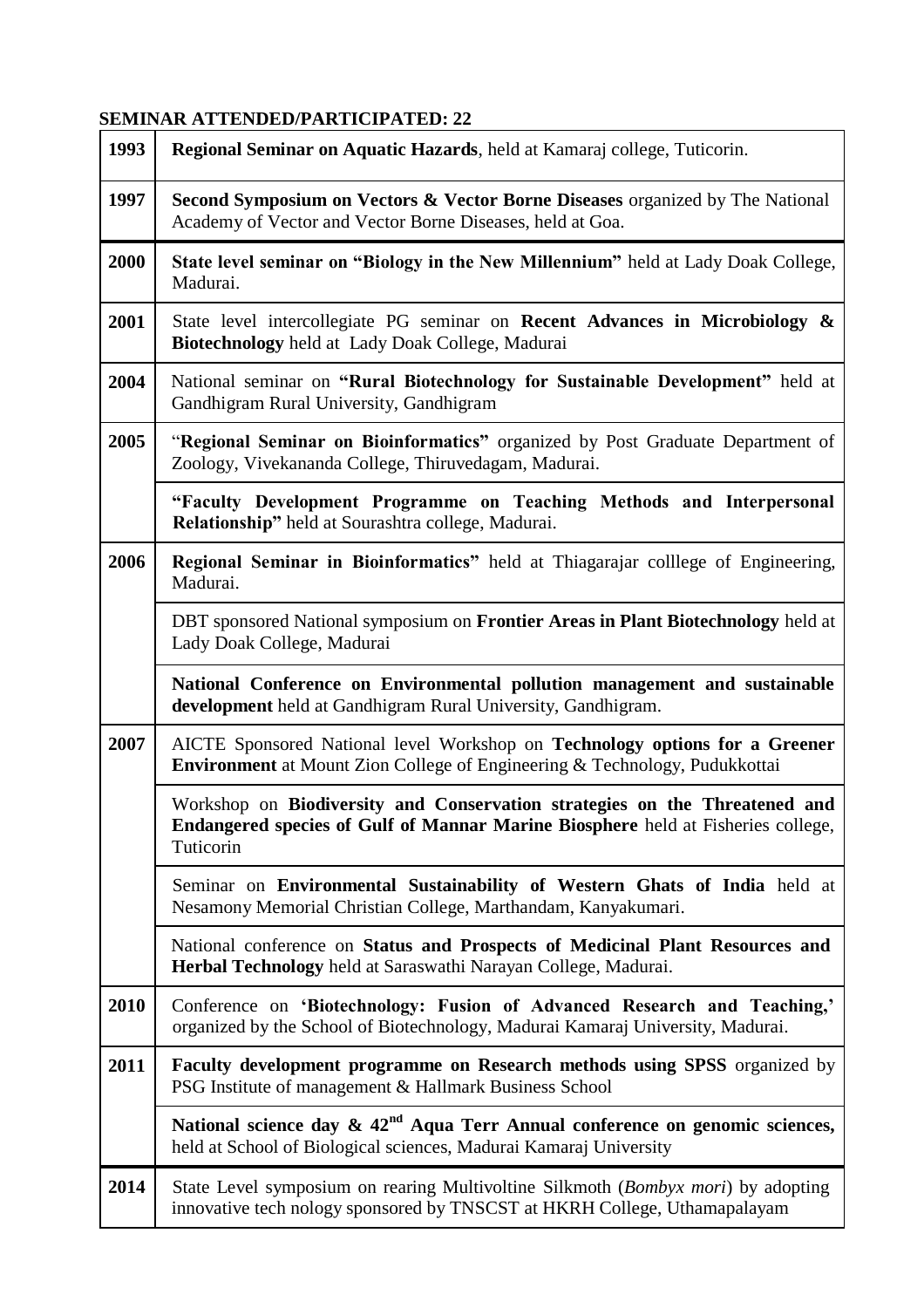**SEMINAR ATTENDED/PARTICIPATED: 22**

| Year | Details |
|---|---|
| 1993 | **Regional Seminar on Aquatic Hazards**, held at Kamaraj college, Tuticorin. |
| 1997 | **Second Symposium on Vectors & Vector Borne Diseases** organized by The National Academy of Vector and Vector Borne Diseases, held at Goa. |
| 2000 | **State level seminar on "Biology in the New Millennium"** held at Lady Doak College, Madurai. |
| 2001 | State level intercollegiate PG seminar on **Recent Advances in Microbiology & Biotechnology** held at Lady Doak College, Madurai |
| 2004 | National seminar on **"Rural Biotechnology for Sustainable Development"** held at Gandhigram Rural University, Gandhigram |
| 2005 | "**Regional Seminar on Bioinformatics"** organized by Post Graduate Department of Zoology, Vivekananda College, Thiruvedagam, Madurai. |
| | **"Faculty Development Programme on Teaching Methods and Interpersonal Relationship"** held at Sourashtra college, Madurai. |
| 2006 | **Regional Seminar in Bioinformatics"** held at Thiagarajar colllege of Engineering, Madurai. |
| | DBT sponsored National symposium on **Frontier Areas in Plant Biotechnology** held at Lady Doak College, Madurai |
| | **National Conference on Environmental pollution management and sustainable development** held at Gandhigram Rural University, Gandhigram. |
| 2007 | AICTE Sponsored National level Workshop on **Technology options for a Greener Environment** at Mount Zion College of Engineering & Technology, Pudukkottai |
| | Workshop on **Biodiversity and Conservation strategies on the Threatened and Endangered species of Gulf of Mannar Marine Biosphere** held at Fisheries college, Tuticorin |
| | Seminar on **Environmental Sustainability of Western Ghats of India** held at Nesamony Memorial Christian College, Marthandam, Kanyakumari. |
| | National conference on **Status and Prospects of Medicinal Plant Resources and Herbal Technology** held at Saraswathi Narayan College, Madurai. |
| 2010 | Conference on **'Biotechnology: Fusion of Advanced Research and Teaching,'** organized by the School of Biotechnology, Madurai Kamaraj University, Madurai. |
| 2011 | **Faculty development programme on Research methods using SPSS** organized by PSG Institute of management & Hallmark Business School |
| | **National science day & 42nd Aqua Terr Annual conference on genomic sciences,** held at School of Biological sciences, Madurai Kamaraj University |
| 2014 | State Level symposium on rearing Multivoltine Silkmoth (*Bombyx mori*) by adopting innovative tech nology sponsored by TNSCST at HKRH College, Uthamapalayam |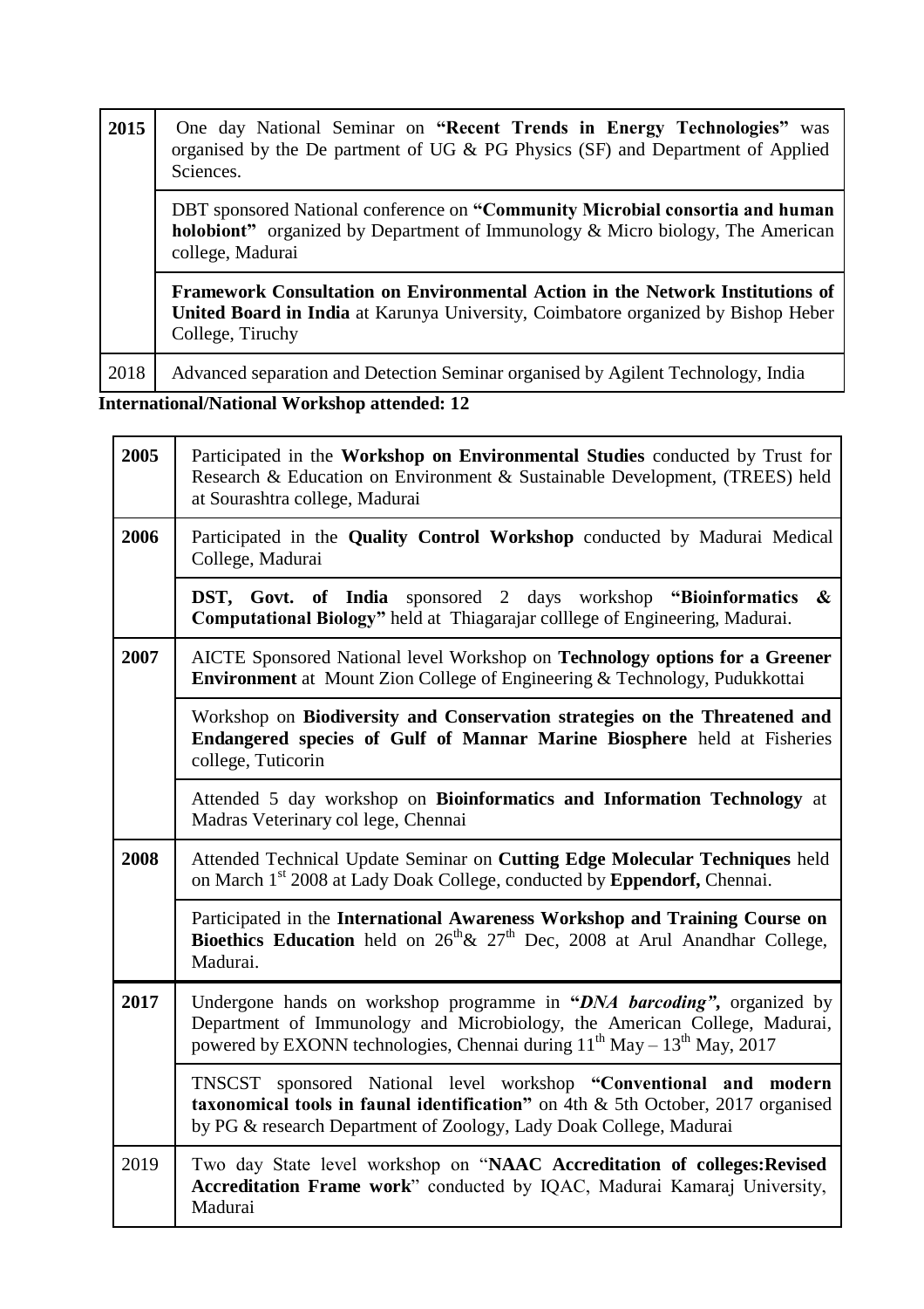| 2015 | One day National Seminar on **"Recent Trends in Energy Technologies"** was organised by the De partment of UG & PG Physics (SF) and Department of Applied Sciences. |
|---|---|
| | DBT sponsored National conference on **"Community Microbial consortia and human holobiont"** organized by Department of Immunology & Micro biology, The American college, Madurai |
| | **Framework Consultation on Environmental Action in the Network Institutions of United Board in India** at Karunya University, Coimbatore organized by Bishop Heber College, Tiruchy |
| 2018 | Advanced separation and Detection Seminar organised by Agilent Technology, India |

**International/National Workshop attended: 12**

| 2005 | Participated in the **Workshop on Environmental Studies** conducted by Trust for Research & Education on Environment & Sustainable Development, (TREES) held at Sourashtra college, Madurai |
|---|---|
| 2006 | Participated in the **Quality Control Workshop** conducted by Madurai Medical College, Madurai |
| | **DST, Govt. of India** sponsored 2 days workshop **"Bioinformatics & Computational Biology"** held at Thiagarajar colllege of Engineering, Madurai. |
| 2007 | AICTE Sponsored National level Workshop on **Technology options for a Greener Environment** at Mount Zion College of Engineering & Technology, Pudukkottai |
| | Workshop on **Biodiversity and Conservation strategies on the Threatened and Endangered species of Gulf of Mannar Marine Biosphere** held at Fisheries college, Tuticorin |
| | Attended 5 day workshop on **Bioinformatics and Information Technology** at Madras Veterinary col lege, Chennai |
| 2008 | Attended Technical Update Seminar on **Cutting Edge Molecular Techniques** held on March 1st 2008 at Lady Doak College, conducted by **Eppendorf,** Chennai. |
| | Participated in the **International Awareness Workshop and Training Course on Bioethics Education** held on 26th& 27th Dec, 2008 at Arul Anandhar College, Madurai. |
| 2017 | Undergone hands on workshop programme in **"*DNA barcoding*",** organized by Department of Immunology and Microbiology, the American College, Madurai, powered by EXONN technologies, Chennai during 11th May – 13th May, 2017 |
| | TNSCST sponsored National level workshop **"Conventional and modern taxonomical tools in faunal identification"** on 4th & 5th October, 2017 organised by PG & research Department of Zoology, Lady Doak College, Madurai |
| 2019 | Two day State level workshop on "**NAAC Accreditation of colleges:Revised Accreditation Frame work**" conducted by IQAC, Madurai Kamaraj University, Madurai |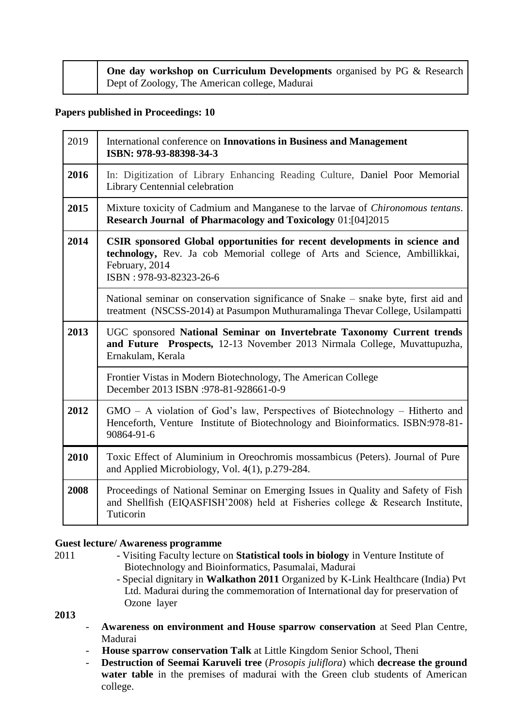| | **One day workshop on Curriculum Developments** organised by PG & Research Dept of Zoology, The American college, Madurai |
|---|---|

**Papers published in Proceedings: 10**

| | |
|---|---|
| 2019 | International conference on **Innovations in Business and Management** **ISBN: 978-93-88398-34-3** |
| **2016** | In: Digitization of Library Enhancing Reading Culture, Daniel Poor Memorial Library Centennial celebration |
| **2015** | Mixture toxicity of Cadmium and Manganese to the larvae of *Chironomous tentans*. **Research Journal of Pharmacology and Toxicology** 01:[04]2015 |
| **2014** | **CSIR sponsored Global opportunities for recent developments in science and technology,** Rev. Ja cob Memorial college of Arts and Science, Ambillikkai, February, 2014 ISBN : 978-93-82323-26-6 |
| | National seminar on conservation significance of Snake – snake byte, first aid and treatment (NSCSS-2014) at Pasumpon Muthuramalinga Thevar College, Usilampatti |
| **2013** | UGC sponsored **National Seminar on Invertebrate Taxonomy Current trends and Future Prospects,** 12-13 November 2013 Nirmala College, Muvattupuzha, Ernakulam, Kerala |
| | Frontier Vistas in Modern Biotechnology, The American College December 2013 ISBN :978-81-928661-0-9 |
| **2012** | GMO – A violation of God's law, Perspectives of Biotechnology – Hitherto and Henceforth, Venture Institute of Biotechnology and Bioinformatics. ISBN:978-81-90864-91-6 |
| **2010** | Toxic Effect of Aluminium in Oreochromis mossambicus (Peters). Journal of Pure and Applied Microbiology, Vol. 4(1), p.279-284. |
| **2008** | Proceedings of National Seminar on Emerging Issues in Quality and Safety of Fish and Shellfish (EIQASFISH'2008) held at Fisheries college & Research Institute, Tuticorin |

**Guest lecture/ Awareness programme**

2011
- Visiting Faculty lecture on **Statistical tools in biology** in Venture Institute of Biotechnology and Bioinformatics, Pasumalai, Madurai
- Special dignitary in **Walkathon 2011** Organized by K-Link Healthcare (India) Pvt Ltd. Madurai during the commemoration of International day for preservation of Ozone layer

**2013**

- **Awareness on environment and House sparrow conservation** at Seed Plan Centre, Madurai
- **House sparrow conservation Talk** at Little Kingdom Senior School, Theni
- **Destruction of Seemai Karuveli tree** (*Prosopis juliflora*) which **decrease the ground water table** in the premises of madurai with the Green club students of American college.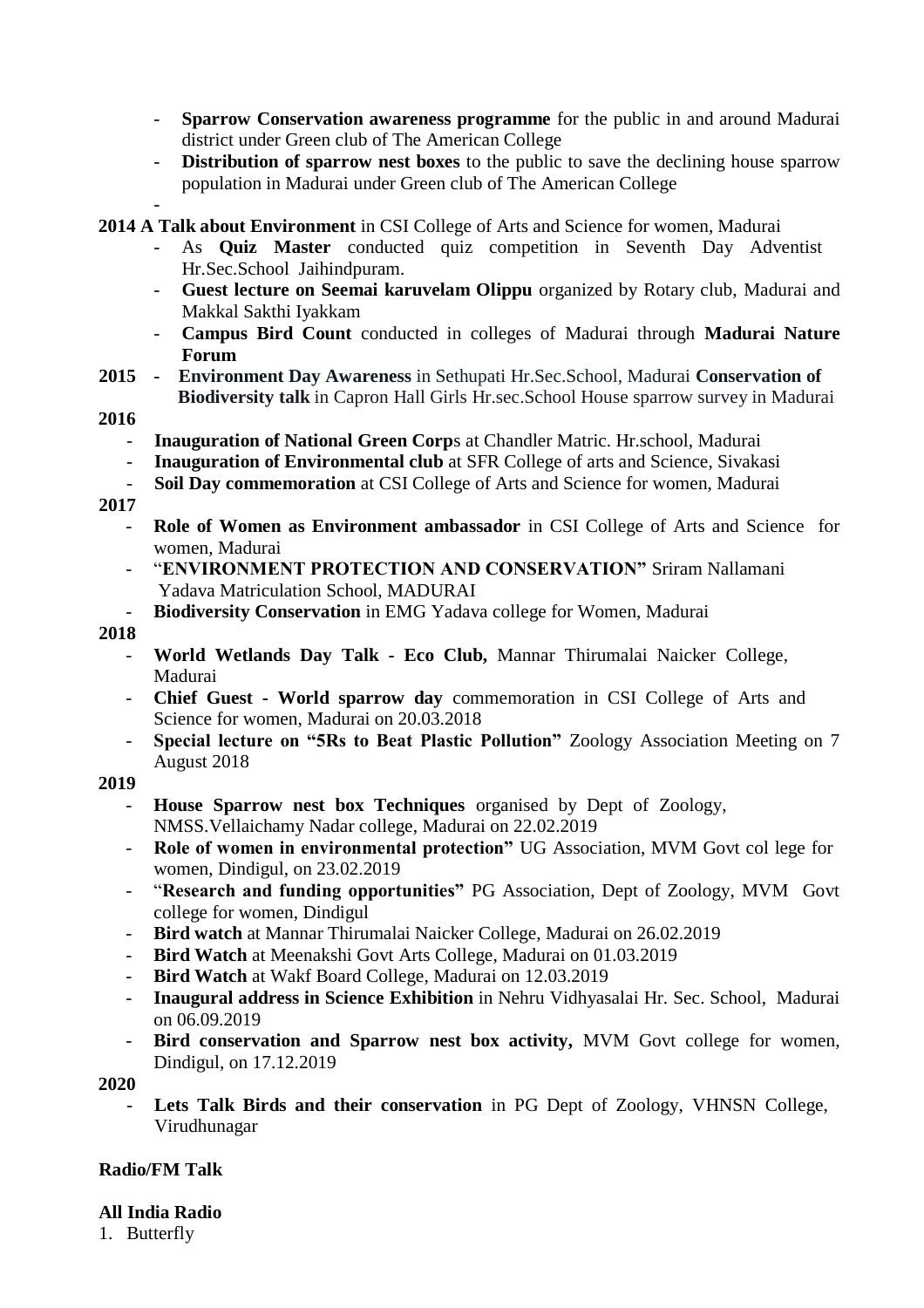- **Sparrow Conservation awareness programme** for the public in and around Madurai district under Green club of The American College
- **Distribution of sparrow nest boxes** to the public to save the declining house sparrow population in Madurai under Green club of The American College
-

**2014 A Talk about Environment** in CSI College of Arts and Science for women, Madurai

- As **Quiz Master** conducted quiz competition in Seventh Day Adventist Hr.Sec.School Jaihindpuram.
- **Guest lecture on Seemai karuvelam Olippu** organized by Rotary club, Madurai and Makkal Sakthi Iyakkam
- **Campus Bird Count** conducted in colleges of Madurai through **Madurai Nature Forum**

**2015** - **Environment Day Awareness** in Sethupati Hr.Sec.School, Madurai **Conservation of Biodiversity talk** in Capron Hall Girls Hr.sec.School House sparrow survey in Madurai

**2016**

- **Inauguration of National Green Corp**s at Chandler Matric. Hr.school, Madurai
- **Inauguration of Environmental club** at SFR College of arts and Science, Sivakasi
- **Soil Day commemoration** at CSI College of Arts and Science for women, Madurai

**2017**

- **Role of Women as Environment ambassador** in CSI College of Arts and Science for women, Madurai
- "**ENVIRONMENT PROTECTION AND CONSERVATION"** Sriram Nallamani Yadava Matriculation School, MADURAI
- **Biodiversity Conservation** in EMG Yadava college for Women, Madurai

**2018**

- **World Wetlands Day Talk - Eco Club,** Mannar Thirumalai Naicker College, Madurai
- **Chief Guest - World sparrow day** commemoration in CSI College of Arts and Science for women, Madurai on 20.03.2018
- **Special lecture on "5Rs to Beat Plastic Pollution"** Zoology Association Meeting on 7 August 2018

**2019**

- **House Sparrow nest box Techniques** organised by Dept of Zoology, NMSS.Vellaichamy Nadar college, Madurai on 22.02.2019
- **Role of women in environmental protection"** UG Association, MVM Govt col lege for women, Dindigul, on 23.02.2019
- "**Research and funding opportunities"** PG Association, Dept of Zoology, MVM Govt college for women, Dindigul
- **Bird watch** at Mannar Thirumalai Naicker College, Madurai on 26.02.2019
- **Bird Watch** at Meenakshi Govt Arts College, Madurai on 01.03.2019
- **Bird Watch** at Wakf Board College, Madurai on 12.03.2019
- **Inaugural address in Science Exhibition** in Nehru Vidhyasalai Hr. Sec. School, Madurai on 06.09.2019
- **Bird conservation and Sparrow nest box activity,** MVM Govt college for women, Dindigul, on 17.12.2019

**2020**

- **Lets Talk Birds and their conservation** in PG Dept of Zoology, VHNSN College, Virudhunagar

**Radio/FM Talk**

**All India Radio**

1. Butterfly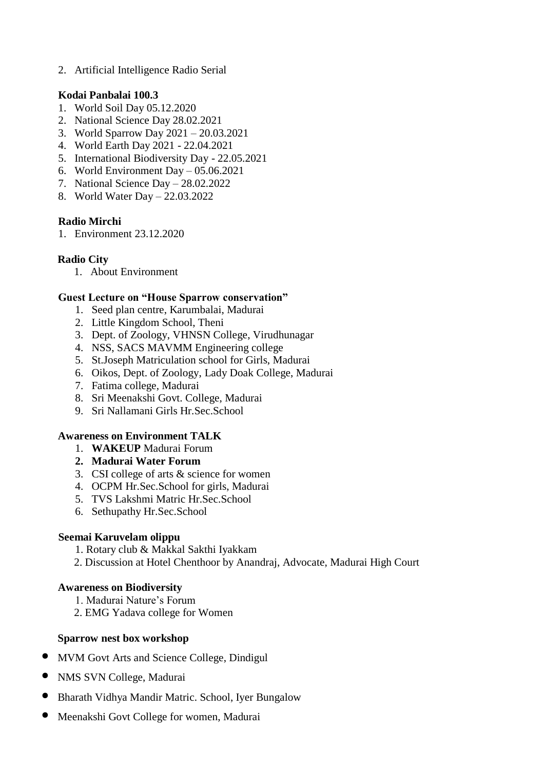2. Artificial Intelligence Radio Serial

**Kodai Panbalai 100.3**

1. World Soil Day 05.12.2020
2. National Science Day 28.02.2021
3. World Sparrow Day 2021 – 20.03.2021
4. World Earth Day 2021 - 22.04.2021
5. International Biodiversity Day - 22.05.2021
6. World Environment Day – 05.06.2021
7. National Science Day – 28.02.2022
8. World Water Day – 22.03.2022

**Radio Mirchi**

1. Environment 23.12.2020

**Radio City**

1. About Environment

**Guest Lecture on "House Sparrow conservation"**

1. Seed plan centre, Karumbalai, Madurai
2. Little Kingdom School, Theni
3. Dept. of Zoology, VHNSN College, Virudhunagar
4. NSS, SACS MAVMM Engineering college
5. St.Joseph Matriculation school for Girls, Madurai
6. Oikos, Dept. of Zoology, Lady Doak College, Madurai
7. Fatima college, Madurai
8. Sri Meenakshi Govt. College, Madurai
9. Sri Nallamani Girls Hr.Sec.School

**Awareness on Environment TALK**

1. **WAKEUP** Madurai Forum
2. **Madurai Water Forum**
3. CSI college of arts & science for women
4. OCPM Hr.Sec.School for girls, Madurai
5. TVS Lakshmi Matric Hr.Sec.School
6. Sethupathy Hr.Sec.School

**Seemai Karuvelam olippu**

1. Rotary club & Makkal Sakthi Iyakkam
2. Discussion at Hotel Chenthoor by Anandraj, Advocate, Madurai High Court

**Awareness on Biodiversity**

1. Madurai Nature's Forum
2. EMG Yadava college for Women

**Sparrow nest box workshop**

- MVM Govt Arts and Science College, Dindigul
- NMS SVN College, Madurai
- Bharath Vidhya Mandir Matric. School, Iyer Bungalow
- Meenakshi Govt College for women, Madurai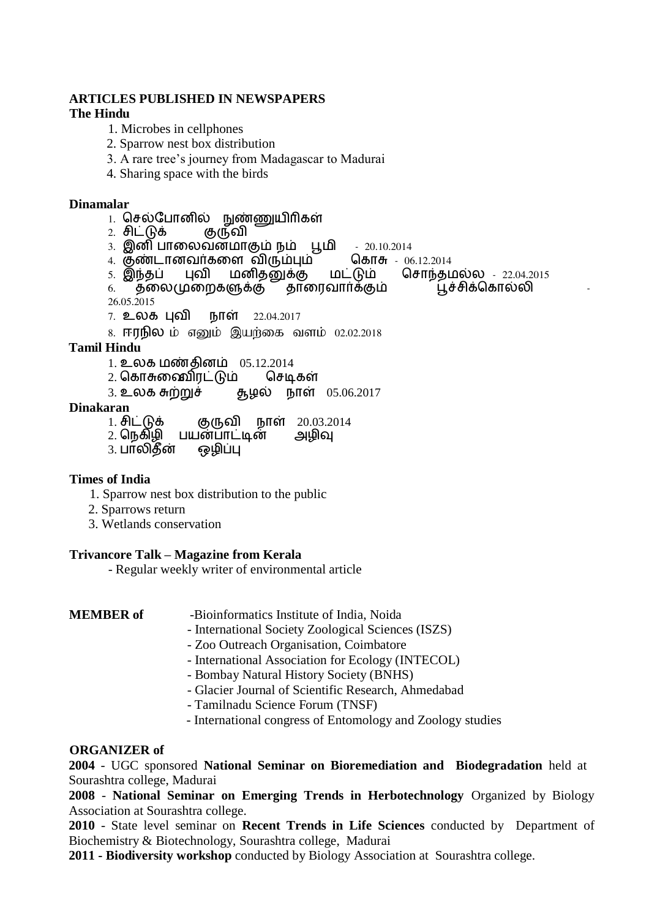**ARTICLES PUBLISHED IN NEWSPAPERS**

**The Hindu**

1. Microbes in cellphones
2. Sparrow nest box distribution
3. A rare tree's journey from Madagascar to Madurai
4. Sharing space with the birds

**Dinamalar**

1. செல்போனில் நுண்ணுயிரிகள்
2. சிட்டுக் குருவி
3. இனி பாலைவனமாகும் நம் பூமி - 20.10.2014
4. குண்டானவர்களை விரும்பும் கொசு - 06.12.2014
5. இந்தப் புவி மனிதனுக்கு மட்டும் சொந்தமல்ல - 22.04.2015
6. தலைமுறைகளுக்கு தாரைவார்க்கும் பூச்சிக்கொல்லி - 26.05.2015
7. உலக புவி நாள் 22.04.2017
8. ஈரநில ம் எனும் இயற்கை வளம் 02.02.2018

**Tamil Hindu**

1. உலக மண்தினம் 05.12.2014
2. கொசுவைவிரட்டும் செடிகள்
3. உலக சுற்றுச் சூழல் நாள் 05.06.2017

**Dinakaran**

1. சிட்டுக் குருவி நாள் 20.03.2014
2. நெகிழி பயன்பாட்டின் அழிவு
3. பாலிதீன் ஒழிப்பு

**Times of India**

1. Sparrow nest box distribution to the public
2. Sparrows return
3. Wetlands conservation

**Trivancore Talk – Magazine from Kerala**

- Regular weekly writer of environmental article

**MEMBER of**

- Bioinformatics Institute of India, Noida
- International Society Zoological Sciences (ISZS)
- Zoo Outreach Organisation, Coimbatore
- International Association for Ecology (INTECOL)
- Bombay Natural History Society (BNHS)
- Glacier Journal of Scientific Research, Ahmedabad
- Tamilnadu Science Forum (TNSF)
- International congress of Entomology and Zoology studies

**ORGANIZER of**

**2004** - UGC sponsored **National Seminar on Bioremediation and Biodegradation** held at Sourashtra college, Madurai

**2008** - **National Seminar on Emerging Trends in Herbotechnology** Organized by Biology Association at Sourashtra college.

**2010** - State level seminar on **Recent Trends in Life Sciences** conducted by Department of Biochemistry & Biotechnology, Sourashtra college, Madurai

**2011 - Biodiversity workshop** conducted by Biology Association at Sourashtra college.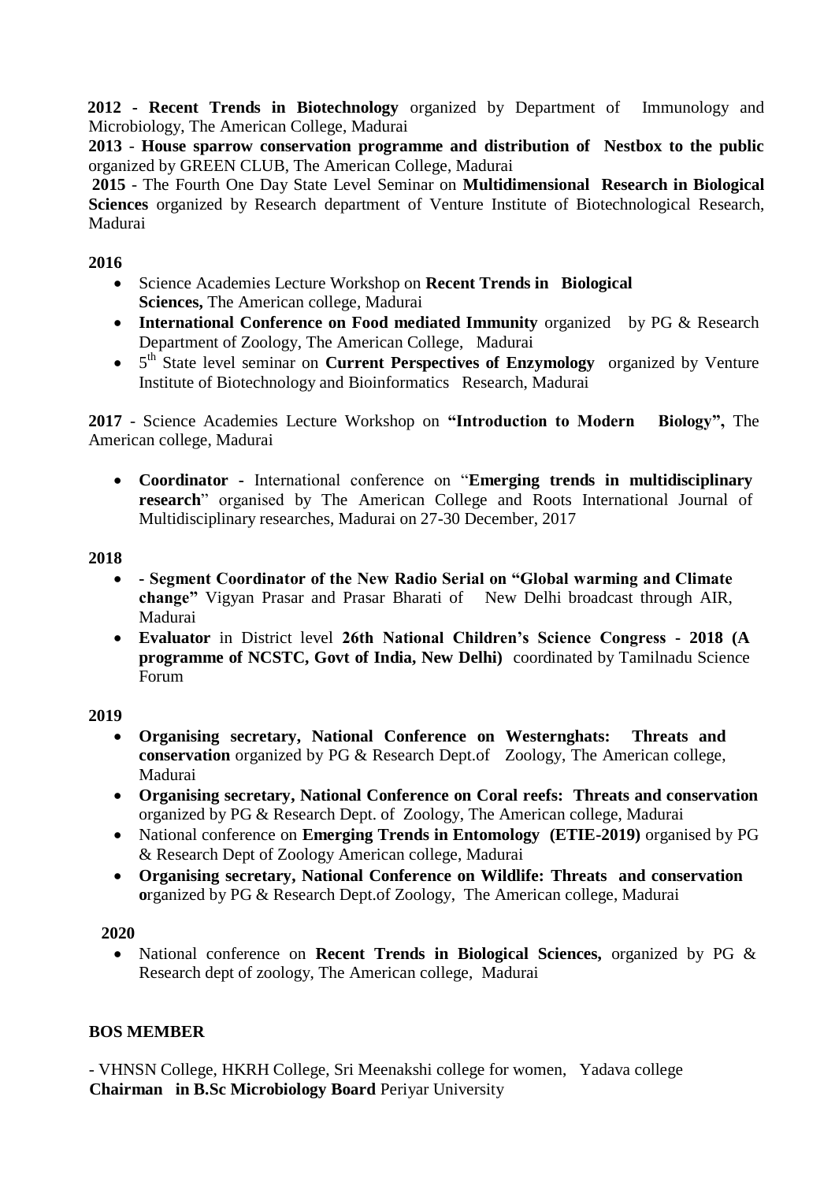**2012 - Recent Trends in Biotechnology** organized by Department of Immunology and Microbiology, The American College, Madurai

**2013** - **House sparrow conservation programme and distribution of Nestbox to the public** organized by GREEN CLUB, The American College, Madurai

**2015** - The Fourth One Day State Level Seminar on **Multidimensional Research in Biological Sciences** organized by Research department of Venture Institute of Biotechnological Research, Madurai

**2016**

- Science Academies Lecture Workshop on **Recent Trends in Biological Sciences,** The American college, Madurai
- **International Conference on Food mediated Immunity** organized by PG & Research Department of Zoology, The American College, Madurai
- 5th State level seminar on **Current Perspectives of Enzymology** organized by Venture Institute of Biotechnology and Bioinformatics Research, Madurai

**2017** - Science Academies Lecture Workshop on **"Introduction to Modern Biology",** The American college, Madurai

- **Coordinator -** International conference on "**Emerging trends in multidisciplinary research**" organised by The American College and Roots International Journal of Multidisciplinary researches, Madurai on 27-30 December, 2017

**2018**

- **- Segment Coordinator of the New Radio Serial on "Global warming and Climate change"** Vigyan Prasar and Prasar Bharati of New Delhi broadcast through AIR, Madurai
- **Evaluator** in District level **26th National Children's Science Congress - 2018 (A programme of NCSTC, Govt of India, New Delhi)** coordinated by Tamilnadu Science Forum

**2019**

- **Organising secretary, National Conference on Westernghats: Threats and conservation** organized by PG & Research Dept.of Zoology, The American college, Madurai
- **Organising secretary, National Conference on Coral reefs: Threats and conservation** organized by PG & Research Dept. of Zoology, The American college, Madurai
- National conference on **Emerging Trends in Entomology (ETIE-2019)** organised by PG & Research Dept of Zoology American college, Madurai
- **Organising secretary, National Conference on Wildlife: Threats and conservation o**rganized by PG & Research Dept.of Zoology, The American college, Madurai

**2020**

- National conference on **Recent Trends in Biological Sciences,** organized by PG & Research dept of zoology, The American college, Madurai

**BOS MEMBER**

- VHNSN College, HKRH College, Sri Meenakshi college for women, Yadava college
**Chairman in B.Sc Microbiology Board** Periyar University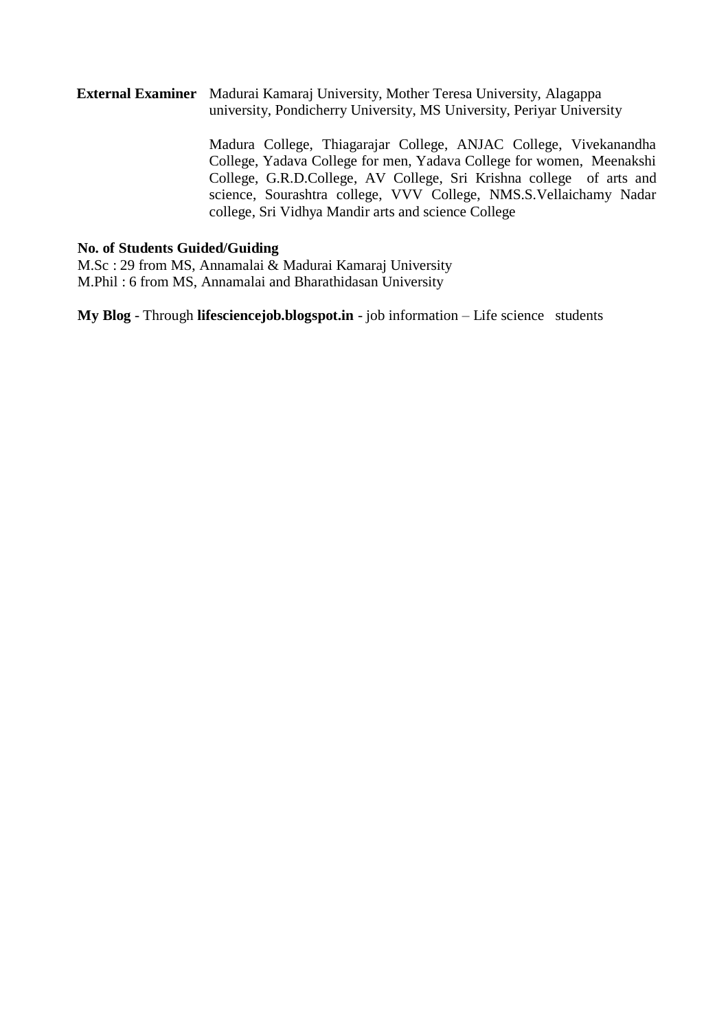**External Examiner** Madurai Kamaraj University, Mother Teresa University, Alagappa university, Pondicherry University, MS University, Periyar University

Madura College, Thiagarajar College, ANJAC College, Vivekanandha College, Yadava College for men, Yadava College for women, Meenakshi College, G.R.D.College, AV College, Sri Krishna college of arts and science, Sourashtra college, VVV College, NMS.S.Vellaichamy Nadar college, Sri Vidhya Mandir arts and science College

**No. of Students Guided/Guiding**

M.Sc : 29 from MS, Annamalai & Madurai Kamaraj University

M.Phil : 6 from MS, Annamalai and Bharathidasan University

**My Blog** - Through **lifesciencejob.blogspot.in** - job information – Life science students